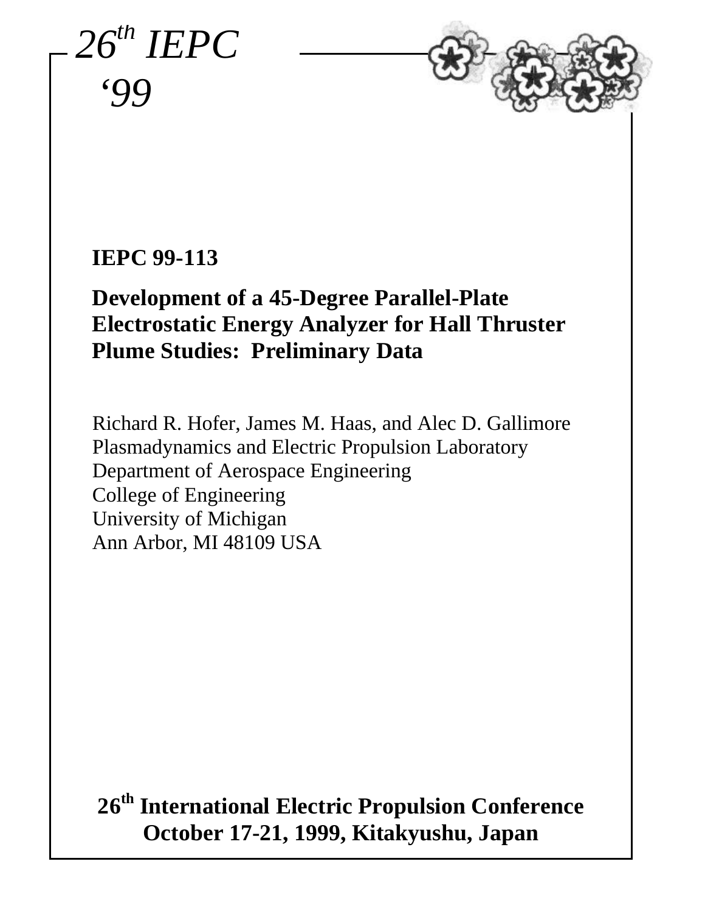26th IEPC '99

**IEPC 99-113**

# Development of a 45-Degree Parallel-Plate Electrostatic Energy Analyzer for Hall Thruster Plume Studies: Preliminary Data

Richard R. Hofer, James M. Haas, and Alec D. Gallimore
Plasmadynamics and Electric Propulsion Laboratory
Department of Aerospace Engineering
College of Engineering
University of Michigan
Ann Arbor, MI 48109 USA

**26th International Electric Propulsion Conference**
**October 17-21, 1999, Kitakyushu, Japan**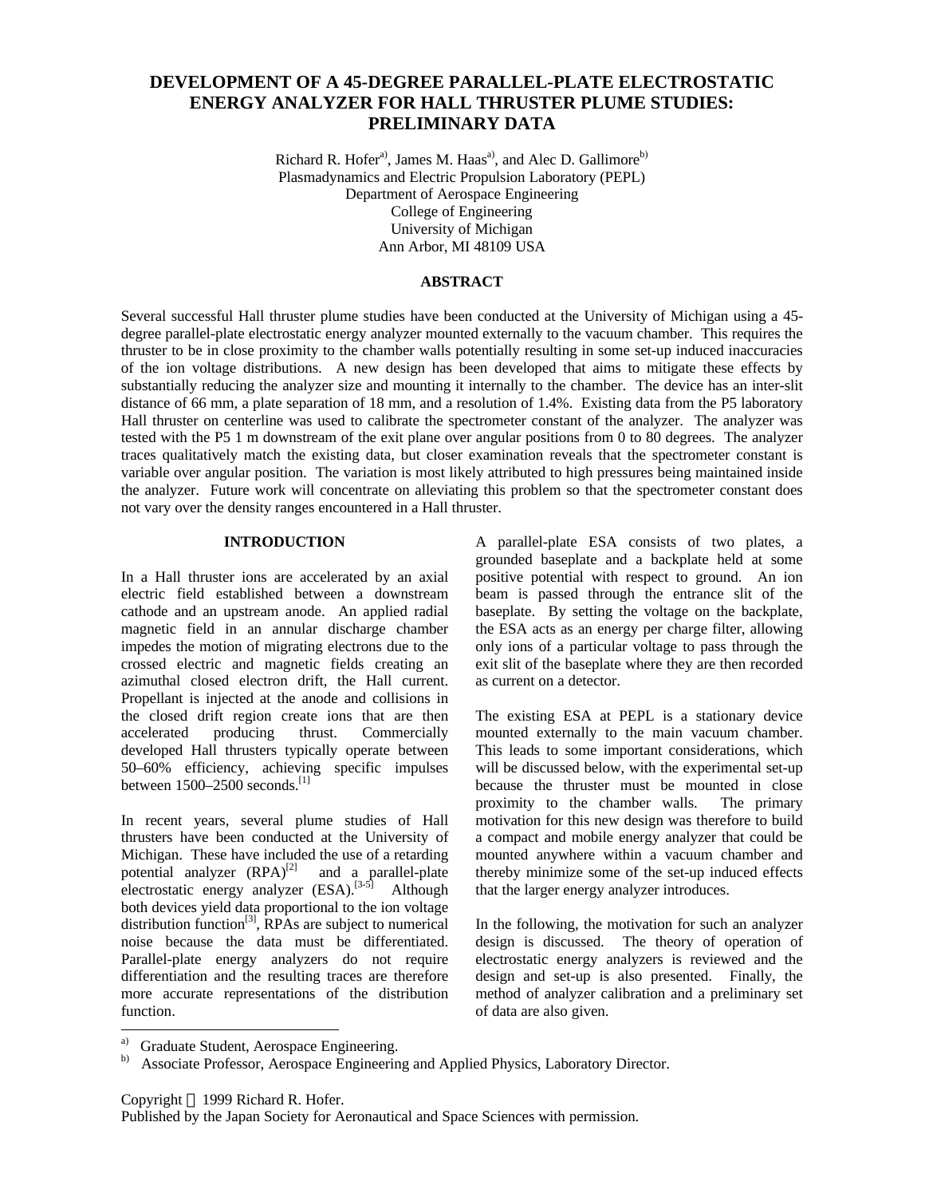# DEVELOPMENT OF A 45-DEGREE PARALLEL-PLATE ELECTROSTATIC ENERGY ANALYZER FOR HALL THRUSTER PLUME STUDIES: PRELIMINARY DATA

Richard R. Hofer[a], James M. Haas[a], and Alec D. Gallimore[b]
Plasmadynamics and Electric Propulsion Laboratory (PEPL)
Department of Aerospace Engineering
College of Engineering
University of Michigan
Ann Arbor, MI 48109 USA

## ABSTRACT

Several successful Hall thruster plume studies have been conducted at the University of Michigan using a 45-degree parallel-plate electrostatic energy analyzer mounted externally to the vacuum chamber. This requires the thruster to be in close proximity to the chamber walls potentially resulting in some set-up induced inaccuracies of the ion voltage distributions. A new design has been developed that aims to mitigate these effects by substantially reducing the analyzer size and mounting it internally to the chamber. The device has an inter-slit distance of 66 mm, a plate separation of 18 mm, and a resolution of 1.4%. Existing data from the P5 laboratory Hall thruster on centerline was used to calibrate the spectrometer constant of the analyzer. The analyzer was tested with the P5 1 m downstream of the exit plane over angular positions from 0 to 80 degrees. The analyzer traces qualitatively match the existing data, but closer examination reveals that the spectrometer constant is variable over angular position. The variation is most likely attributed to high pressures being maintained inside the analyzer. Future work will concentrate on alleviating this problem so that the spectrometer constant does not vary over the density ranges encountered in a Hall thruster.

## INTRODUCTION

In a Hall thruster ions are accelerated by an axial electric field established between a downstream cathode and an upstream anode. An applied radial magnetic field in an annular discharge chamber impedes the motion of migrating electrons due to the crossed electric and magnetic fields creating an azimuthal closed electron drift, the Hall current. Propellant is injected at the anode and collisions in the closed drift region create ions that are then accelerated producing thrust. Commercially developed Hall thrusters typically operate between 50–60% efficiency, achieving specific impulses between 1500–2500 seconds.[1]

In recent years, several plume studies of Hall thrusters have been conducted at the University of Michigan. These have included the use of a retarding potential analyzer (RPA)[2] and a parallel-plate electrostatic energy analyzer (ESA).[3-5] Although both devices yield data proportional to the ion voltage distribution function[3], RPAs are subject to numerical noise because the data must be differentiated. Parallel-plate energy analyzers do not require differentiation and the resulting traces are therefore more accurate representations of the distribution function.

A parallel-plate ESA consists of two plates, a grounded baseplate and a backplate held at some positive potential with respect to ground. An ion beam is passed through the entrance slit of the baseplate. By setting the voltage on the backplate, the ESA acts as an energy per charge filter, allowing only ions of a particular voltage to pass through the exit slit of the baseplate where they are then recorded as current on a detector.

The existing ESA at PEPL is a stationary device mounted externally to the main vacuum chamber. This leads to some important considerations, which will be discussed below, with the experimental set-up because the thruster must be mounted in close proximity to the chamber walls. The primary motivation for this new design was therefore to build a compact and mobile energy analyzer that could be mounted anywhere within a vacuum chamber and thereby minimize some of the set-up induced effects that the larger energy analyzer introduces.

In the following, the motivation for such an analyzer design is discussed. The theory of operation of electrostatic energy analyzers is reviewed and the design and set-up is also presented. Finally, the method of analyzer calibration and a preliminary set of data are also given.

---

[a] Graduate Student, Aerospace Engineering.
[b] Associate Professor, Aerospace Engineering and Applied Physics, Laboratory Director.

Copyright © 1999 Richard R. Hofer.
Published by the Japan Society for Aeronautical and Space Sciences with permission.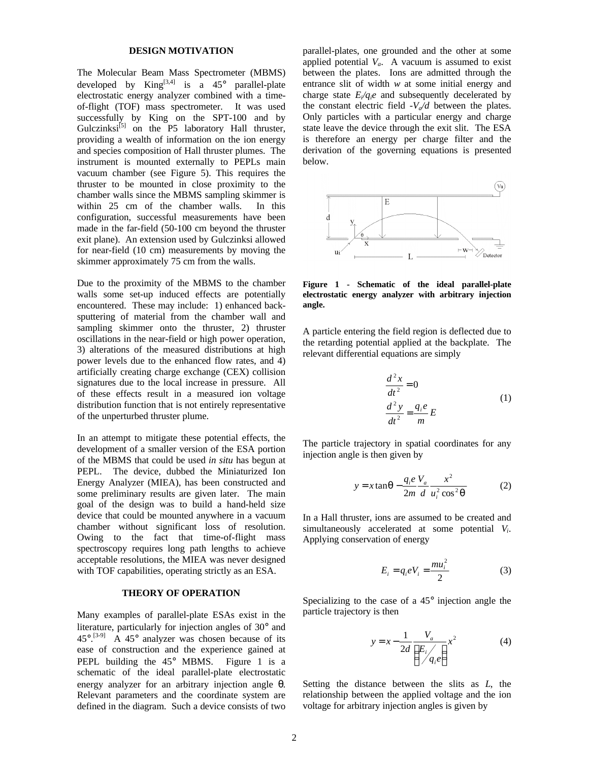## DESIGN MOTIVATION

The Molecular Beam Mass Spectrometer (MBMS) developed by King[3,4] is a 45° parallel-plate electrostatic energy analyzer combined with a time-of-flight (TOF) mass spectrometer. It was used successfully by King on the SPT-100 and by Gulczinksi[5] on the P5 laboratory Hall thruster, providing a wealth of information on the ion energy and species composition of Hall thruster plumes. The instrument is mounted externally to PEPLs main vacuum chamber (see Figure 5). This requires the thruster to be mounted in close proximity to the chamber walls since the MBMS sampling skimmer is within 25 cm of the chamber walls. In this configuration, successful measurements have been made in the far-field (50-100 cm beyond the thruster exit plane). An extension used by Gulczinksi allowed for near-field (10 cm) measurements by moving the skimmer approximately 75 cm from the walls.

Due to the proximity of the MBMS to the chamber walls some set-up induced effects are potentially encountered. These may include: 1) enhanced back-sputtering of material from the chamber wall and sampling skimmer onto the thruster, 2) thruster oscillations in the near-field or high power operation, 3) alterations of the measured distributions at high power levels due to the enhanced flow rates, and 4) artificially creating charge exchange (CEX) collision signatures due to the local increase in pressure. All of these effects result in a measured ion voltage distribution function that is not entirely representative of the unperturbed thruster plume.

In an attempt to mitigate these potential effects, the development of a smaller version of the ESA portion of the MBMS that could be used *in situ* has begun at PEPL. The device, dubbed the Miniaturized Ion Energy Analyzer (MIEA), has been constructed and some preliminary results are given later. The main goal of the design was to build a hand-held size device that could be mounted anywhere in a vacuum chamber without significant loss of resolution. Owing to the fact that time-of-flight mass spectroscopy requires long path lengths to achieve acceptable resolutions, the MIEA was never designed with TOF capabilities, operating strictly as an ESA.

## THEORY OF OPERATION

Many examples of parallel-plate ESAs exist in the literature, particularly for injection angles of 30° and 45°.[3-9] A 45° analyzer was chosen because of its ease of construction and the experience gained at PEPL building the 45° MBMS. Figure 1 is a schematic of the ideal parallel-plate electrostatic energy analyzer for an arbitrary injection angle θ. Relevant parameters and the coordinate system are defined in the diagram. Such a device consists of two parallel-plates, one grounded and the other at some applied potential $V_a$. A vacuum is assumed to exist between the plates. Ions are admitted through the entrance slit of width $w$ at some initial energy and charge state $E_i/q_ie$ and subsequently decelerated by the constant electric field $-V_a/d$ between the plates. Only particles with a particular energy and charge state leave the device through the exit slit. The ESA is therefore an energy per charge filter and the derivation of the governing equations is presented below.

**Figure 1 - Schematic of the ideal parallel-plate electrostatic energy analyzer with arbitrary injection angle.**

A particle entering the field region is deflected due to the retarding potential applied at the backplate. The relevant differential equations are simply

$$\frac{d^2x}{dt^2} = 0 \qquad \frac{d^2y}{dt^2} = \frac{q_ie}{m}E \tag{1}$$

The particle trajectory in spatial coordinates for any injection angle is then given by

$$y = x\tan\theta - \frac{q_ie}{2m}\frac{V_a}{d}\frac{x^2}{u_i^2\cos^2\theta} \tag{2}$$

In a Hall thruster, ions are assumed to be created and simultaneously accelerated at some potential $V_i$. Applying conservation of energy

$$E_i = q_ieV_i = \frac{mu_i^2}{2} \tag{3}$$

Specializing to the case of a 45° injection angle the particle trajectory is then

$$y = x - \frac{1}{2d}\frac{V_a}{\left(E_i/q_ie\right)}x^2 \tag{4}$$

Setting the distance between the slits as $L$, the relationship between the applied voltage and the ion voltage for arbitrary injection angles is given by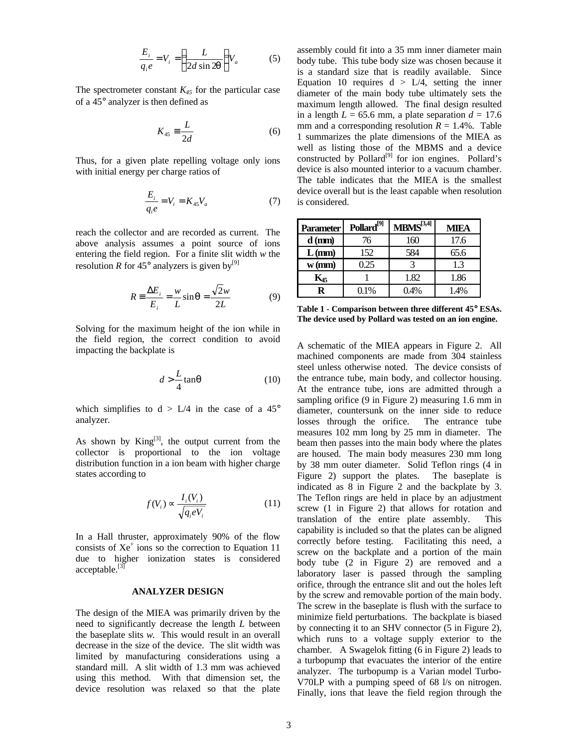$$\frac{E_i}{q_i e} = V_i = \left(\frac{L}{2d \sin 2\theta}\right) V_a \tag{5}$$

The spectrometer constant $K_{45}$ for the particular case of a 45° analyzer is then defined as

$$K_{45} \equiv \frac{L}{2d} \tag{6}$$

Thus, for a given plate repelling voltage only ions with initial energy per charge ratios of

$$\frac{E_i}{q_i e} = V_i = K_{45} V_a \tag{7}$$

reach the collector and are recorded as current. The above analysis assumes a point source of ions entering the field region. For a finite slit width $w$ the resolution $R$ for 45° analyzers is given by[9]

$$R \equiv \frac{\Delta E_i}{E_i} = \frac{w}{L} \sin\theta = \frac{\sqrt{2}w}{2L} \tag{9}$$

Solving for the maximum height of the ion while in the field region, the correct condition to avoid impacting the backplate is

$$d > \frac{L}{4} \tan\theta \tag{10}$$

which simplifies to d > L/4 in the case of a 45° analyzer.

As shown by King[3], the output current from the collector is proportional to the ion voltage distribution function in a ion beam with higher charge states according to

$$f(V_i) \propto \frac{I_i(V_i)}{\sqrt{q_i e V_i}} \tag{11}$$

In a Hall thruster, approximately 90% of the flow consists of $Xe^+$ ions so the correction to Equation 11 due to higher ionization states is considered acceptable.[3]

## ANALYZER DESIGN

The design of the MIEA was primarily driven by the need to significantly decrease the length $L$ between the baseplate slits $w$. This would result in an overall decrease in the size of the device. The slit width was limited by manufacturing considerations using a standard mill. A slit width of 1.3 mm was achieved using this method. With that dimension set, the device resolution was relaxed so that the plate assembly could fit into a 35 mm inner diameter main body tube. This tube body size was chosen because it is a standard size that is readily available. Since Equation 10 requires d > L/4, setting the inner diameter of the main body tube ultimately sets the maximum length allowed. The final design resulted in a length $L$ = 65.6 mm, a plate separation $d$ = 17.6 mm and a corresponding resolution $R$ = 1.4%. Table 1 summarizes the plate dimensions of the MIEA as well as listing those of the MBMS and a device constructed by Pollard[9] for ion engines. Pollard's device is also mounted interior to a vacuum chamber. The table indicates that the MIEA is the smallest device overall but is the least capable when resolution is considered.

| Parameter | Pollard[9] | MBMS[3,4] | MIEA |
|---|---|---|---|
| d (mm) | 76 | 160 | 17.6 |
| L (mm) | 152 | 584 | 65.6 |
| w (mm) | 0.25 | 3 | 1.3 |
| $K_{45}$ | 1 | 1.82 | 1.86 |
| R | 0.1% | 0.4% | 1.4% |

**Table 1 - Comparison between three different 45° ESAs. The device used by Pollard was tested on an ion engine.**

A schematic of the MIEA appears in Figure 2. All machined components are made from 304 stainless steel unless otherwise noted. The device consists of the entrance tube, main body, and collector housing. At the entrance tube, ions are admitted through a sampling orifice (9 in Figure 2) measuring 1.6 mm in diameter, countersunk on the inner side to reduce losses through the orifice. The entrance tube measures 102 mm long by 25 mm in diameter. The beam then passes into the main body where the plates are housed. The main body measures 230 mm long by 38 mm outer diameter. Solid Teflon rings (4 in Figure 2) support the plates. The baseplate is indicated as 8 in Figure 2 and the backplate by 3. The Teflon rings are held in place by an adjustment screw (1 in Figure 2) that allows for rotation and translation of the entire plate assembly. This capability is included so that the plates can be aligned correctly before testing. Facilitating this need, a screw on the backplate and a portion of the main body tube (2 in Figure 2) are removed and a laboratory laser is passed through the sampling orifice, through the entrance slit and out the holes left by the screw and removable portion of the main body. The screw in the baseplate is flush with the surface to minimize field perturbations. The backplate is biased by connecting it to an SHV connector (5 in Figure 2), which runs to a voltage supply exterior to the chamber. A Swagelok fitting (6 in Figure 2) leads to a turbopump that evacuates the interior of the entire analyzer. The turbopump is a Varian model Turbo-V70LP with a pumping speed of 68 l/s on nitrogen. Finally, ions that leave the field region through the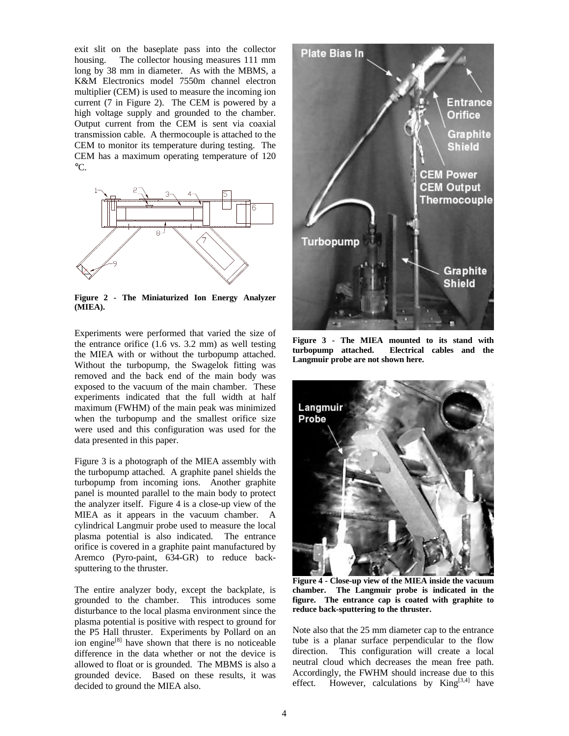exit slit on the baseplate pass into the collector housing. The collector housing measures 111 mm long by 38 mm in diameter. As with the MBMS, a K&M Electronics model 7550m channel electron multiplier (CEM) is used to measure the incoming ion current (7 in Figure 2). The CEM is powered by a high voltage supply and grounded to the chamber. Output current from the CEM is sent via coaxial transmission cable. A thermocouple is attached to the CEM to monitor its temperature during testing. The CEM has a maximum operating temperature of 120 °C.

**Figure 2 - The Miniaturized Ion Energy Analyzer (MIEA).**

Experiments were performed that varied the size of the entrance orifice (1.6 vs. 3.2 mm) as well testing the MIEA with or without the turbopump attached. Without the turbopump, the Swagelok fitting was removed and the back end of the main body was exposed to the vacuum of the main chamber. These experiments indicated that the full width at half maximum (FWHM) of the main peak was minimized when the turbopump and the smallest orifice size were used and this configuration was used for the data presented in this paper.

Figure 3 is a photograph of the MIEA assembly with the turbopump attached. A graphite panel shields the turbopump from incoming ions. Another graphite panel is mounted parallel to the main body to protect the analyzer itself. Figure 4 is a close-up view of the MIEA as it appears in the vacuum chamber. A cylindrical Langmuir probe used to measure the local plasma potential is also indicated. The entrance orifice is covered in a graphite paint manufactured by Aremco (Pyro-paint, 634-GR) to reduce back-sputtering to the thruster.

The entire analyzer body, except the backplate, is grounded to the chamber. This introduces some disturbance to the local plasma environment since the plasma potential is positive with respect to ground for the P5 Hall thruster. Experiments by Pollard on an ion engine[8] have shown that there is no noticeable difference in the data whether or not the device is allowed to float or is grounded. The MBMS is also a grounded device. Based on these results, it was decided to ground the MIEA also.

**Figure 3 - The MIEA mounted to its stand with turbopump attached. Electrical cables and the Langmuir probe are not shown here.**

**Figure 4 - Close-up view of the MIEA inside the vacuum chamber. The Langmuir probe is indicated in the figure. The entrance cap is coated with graphite to reduce back-sputtering to the thruster.**

Note also that the 25 mm diameter cap to the entrance tube is a planar surface perpendicular to the flow direction. This configuration will create a local neutral cloud which decreases the mean free path. Accordingly, the FWHM should increase due to this effect. However, calculations by King[3,4] have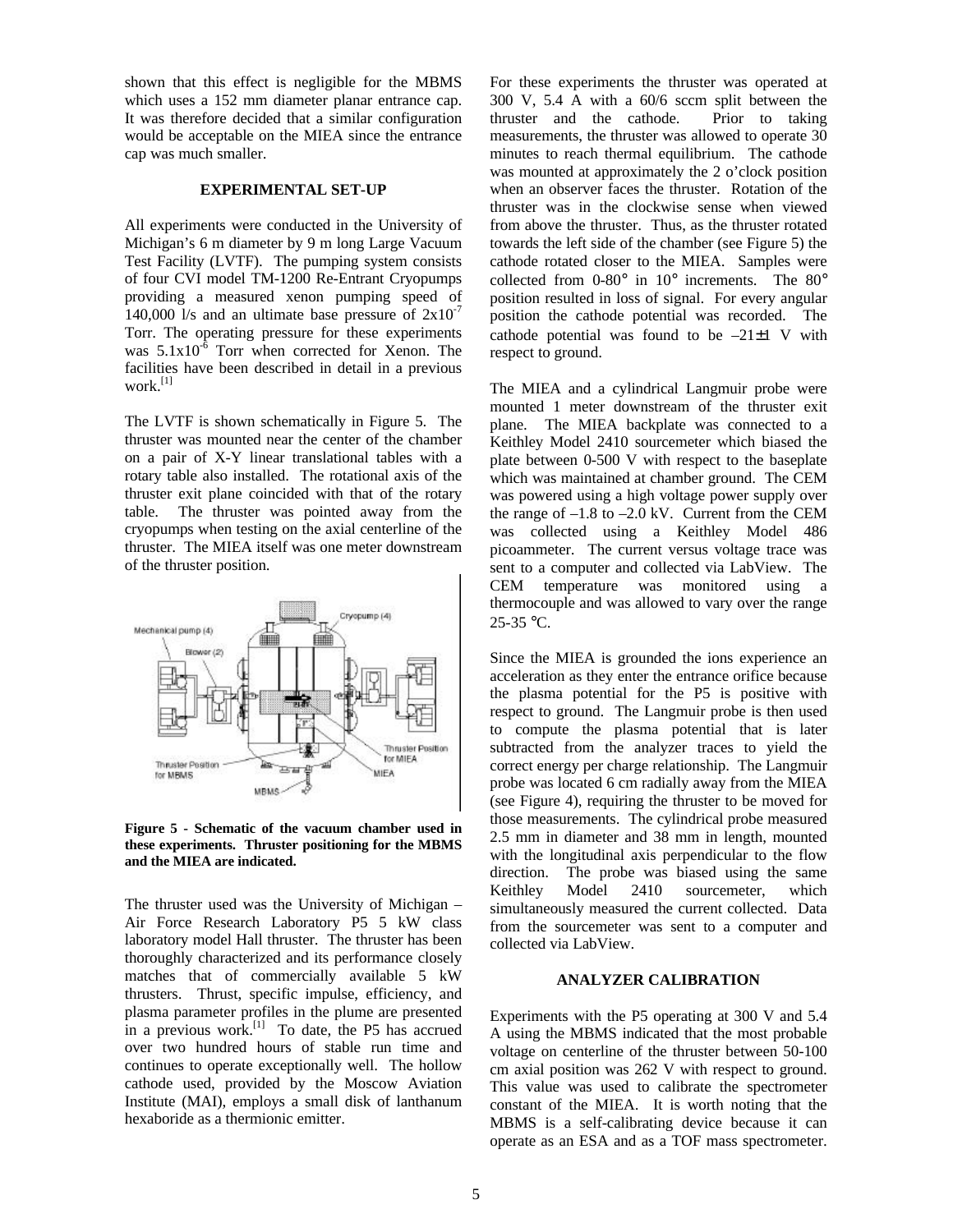shown that this effect is negligible for the MBMS which uses a 152 mm diameter planar entrance cap. It was therefore decided that a similar configuration would be acceptable on the MIEA since the entrance cap was much smaller.

## EXPERIMENTAL SET-UP

All experiments were conducted in the University of Michigan's 6 m diameter by 9 m long Large Vacuum Test Facility (LVTF). The pumping system consists of four CVI model TM-1200 Re-Entrant Cryopumps providing a measured xenon pumping speed of 140,000 l/s and an ultimate base pressure of $2x10^{-7}$ Torr. The operating pressure for these experiments was $5.1x10^{-6}$ Torr when corrected for Xenon. The facilities have been described in detail in a previous work.[1]

The LVTF is shown schematically in Figure 5. The thruster was mounted near the center of the chamber on a pair of X-Y linear translational tables with a rotary table also installed. The rotational axis of the thruster exit plane coincided with that of the rotary table. The thruster was pointed away from the cryopumps when testing on the axial centerline of the thruster. The MIEA itself was one meter downstream of the thruster position.

**Figure 5 - Schematic of the vacuum chamber used in these experiments. Thruster positioning for the MBMS and the MIEA are indicated.**

The thruster used was the University of Michigan – Air Force Research Laboratory P5 5 kW class laboratory model Hall thruster. The thruster has been thoroughly characterized and its performance closely matches that of commercially available 5 kW thrusters. Thrust, specific impulse, efficiency, and plasma parameter profiles in the plume are presented in a previous work.[1] To date, the P5 has accrued over two hundred hours of stable run time and continues to operate exceptionally well. The hollow cathode used, provided by the Moscow Aviation Institute (MAI), employs a small disk of lanthanum hexaboride as a thermionic emitter.

For these experiments the thruster was operated at 300 V, 5.4 A with a 60/6 sccm split between the thruster and the cathode. Prior to taking measurements, the thruster was allowed to operate 30 minutes to reach thermal equilibrium. The cathode was mounted at approximately the 2 o'clock position when an observer faces the thruster. Rotation of the thruster was in the clockwise sense when viewed from above the thruster. Thus, as the thruster rotated towards the left side of the chamber (see Figure 5) the cathode rotated closer to the MIEA. Samples were collected from 0-80° in 10° increments. The 80° position resulted in loss of signal. For every angular position the cathode potential was recorded. The cathode potential was found to be –21±1 V with respect to ground.

The MIEA and a cylindrical Langmuir probe were mounted 1 meter downstream of the thruster exit plane. The MIEA backplate was connected to a Keithley Model 2410 sourcemeter which biased the plate between 0-500 V with respect to the baseplate which was maintained at chamber ground. The CEM was powered using a high voltage power supply over the range of –1.8 to –2.0 kV. Current from the CEM was collected using a Keithley Model 486 picoammeter. The current versus voltage trace was sent to a computer and collected via LabView. The CEM temperature was monitored using a thermocouple and was allowed to vary over the range 25-35 °C.

Since the MIEA is grounded the ions experience an acceleration as they enter the entrance orifice because the plasma potential for the P5 is positive with respect to ground. The Langmuir probe is then used to compute the plasma potential that is later subtracted from the analyzer traces to yield the correct energy per charge relationship. The Langmuir probe was located 6 cm radially away from the MIEA (see Figure 4), requiring the thruster to be moved for those measurements. The cylindrical probe measured 2.5 mm in diameter and 38 mm in length, mounted with the longitudinal axis perpendicular to the flow direction. The probe was biased using the same Keithley Model 2410 sourcemeter, which simultaneously measured the current collected. Data from the sourcemeter was sent to a computer and collected via LabView.

## ANALYZER CALIBRATION

Experiments with the P5 operating at 300 V and 5.4 A using the MBMS indicated that the most probable voltage on centerline of the thruster between 50-100 cm axial position was 262 V with respect to ground. This value was used to calibrate the spectrometer constant of the MIEA. It is worth noting that the MBMS is a self-calibrating device because it can operate as an ESA and as a TOF mass spectrometer.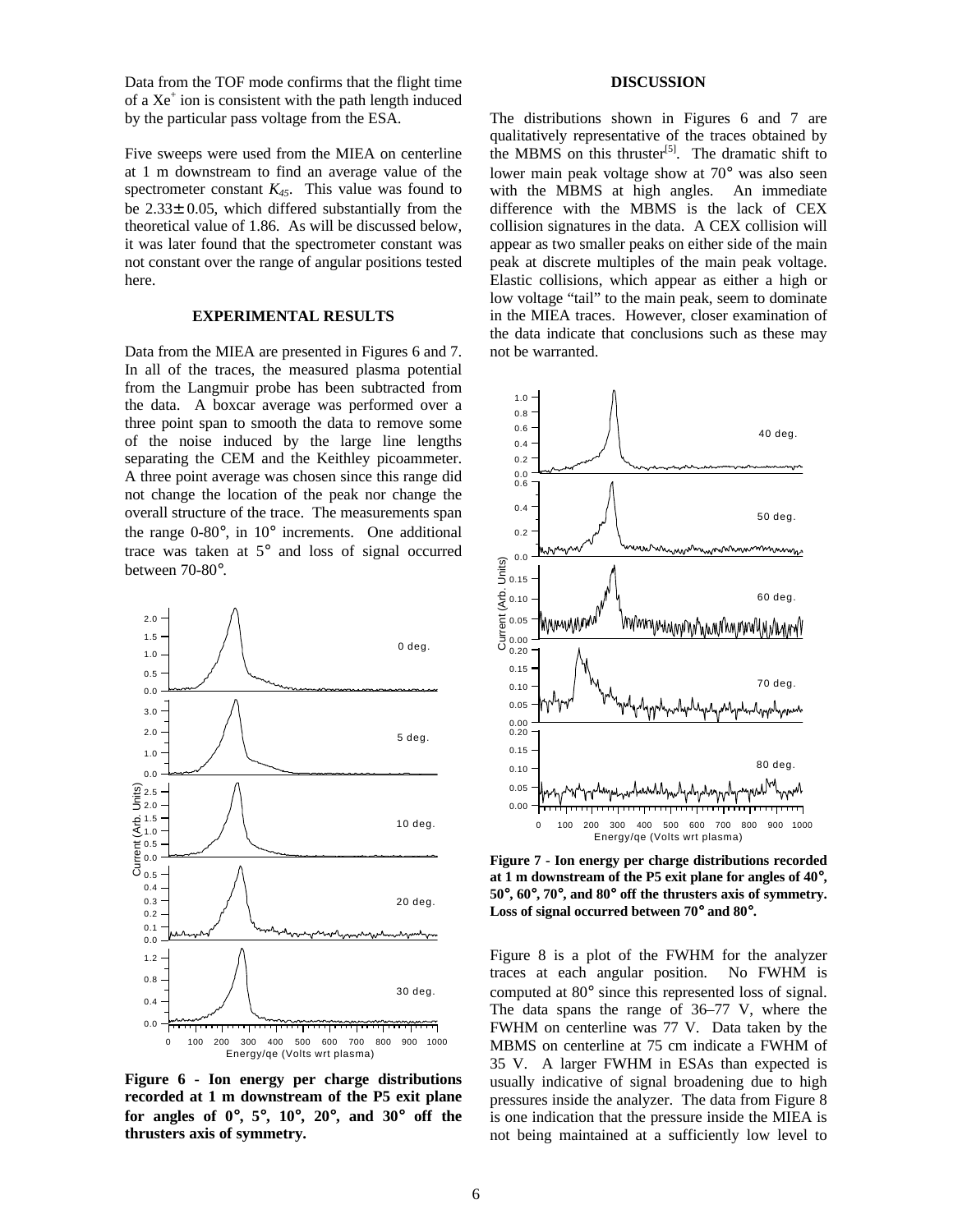Data from the TOF mode confirms that the flight time of a $Xe^+$ ion is consistent with the path length induced by the particular pass voltage from the ESA.

Five sweeps were used from the MIEA on centerline at 1 m downstream to find an average value of the spectrometer constant $K_{45}$. This value was found to be $2.33 \pm 0.05$, which differed substantially from the theoretical value of 1.86. As will be discussed below, it was later found that the spectrometer constant was not constant over the range of angular positions tested here.

## EXPERIMENTAL RESULTS

Data from the MIEA are presented in Figures 6 and 7. In all of the traces, the measured plasma potential from the Langmuir probe has been subtracted from the data. A boxcar average was performed over a three point span to smooth the data to remove some of the noise induced by the large line lengths separating the CEM and the Keithley picoammeter. A three point average was chosen since this range did not change the location of the peak nor change the overall structure of the trace. The measurements span the range 0-80°, in 10° increments. One additional trace was taken at 5° and loss of signal occurred between 70-80°.

**Figure 6 - Ion energy per charge distributions recorded at 1 m downstream of the P5 exit plane for angles of 0°, 5°, 10°, 20°, and 30° off the thrusters axis of symmetry.**

## DISCUSSION

The distributions shown in Figures 6 and 7 are qualitatively representative of the traces obtained by the MBMS on this thruster[5]. The dramatic shift to lower main peak voltage show at 70° was also seen with the MBMS at high angles. An immediate difference with the MBMS is the lack of CEX collision signatures in the data. A CEX collision will appear as two smaller peaks on either side of the main peak at discrete multiples of the main peak voltage. Elastic collisions, which appear as either a high or low voltage "tail" to the main peak, seem to dominate in the MIEA traces. However, closer examination of the data indicate that conclusions such as these may not be warranted.

**Figure 7 - Ion energy per charge distributions recorded at 1 m downstream of the P5 exit plane for angles of 40°, 50°, 60°, 70°, and 80° off the thrusters axis of symmetry. Loss of signal occurred between 70° and 80°.**

Figure 8 is a plot of the FWHM for the analyzer traces at each angular position. No FWHM is computed at 80° since this represented loss of signal. The data spans the range of 36–77 V, where the FWHM on centerline was 77 V. Data taken by the MBMS on centerline at 75 cm indicate a FWHM of 35 V. A larger FWHM in ESAs than expected is usually indicative of signal broadening due to high pressures inside the analyzer. The data from Figure 8 is one indication that the pressure inside the MIEA is not being maintained at a sufficiently low level to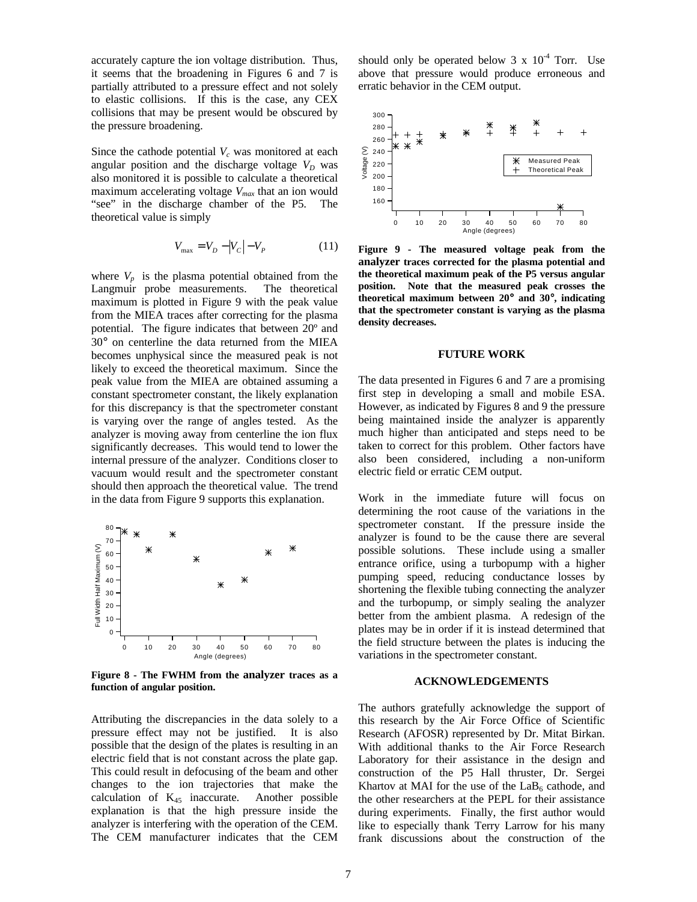accurately capture the ion voltage distribution. Thus, it seems that the broadening in Figures 6 and 7 is partially attributed to a pressure effect and not solely to elastic collisions. If this is the case, any CEX collisions that may be present would be obscured by the pressure broadening.

Since the cathode potential $V_c$ was monitored at each angular position and the discharge voltage $V_D$ was also monitored it is possible to calculate a theoretical maximum accelerating voltage $V_{max}$ that an ion would "see" in the discharge chamber of the P5. The theoretical value is simply

$$V_{\max} = V_D - |V_C| - V_P \tag{11}$$

where $V_p$ is the plasma potential obtained from the Langmuir probe measurements. The theoretical maximum is plotted in Figure 9 with the peak value from the MIEA traces after correcting for the plasma potential. The figure indicates that between 20º and 30° on centerline the data returned from the MIEA becomes unphysical since the measured peak is not likely to exceed the theoretical maximum. Since the peak value from the MIEA are obtained assuming a constant spectrometer constant, the likely explanation for this discrepancy is that the spectrometer constant is varying over the range of angles tested. As the analyzer is moving away from centerline the ion flux significantly decreases. This would tend to lower the internal pressure of the analyzer. Conditions closer to vacuum would result and the spectrometer constant should then approach the theoretical value. The trend in the data from Figure 9 supports this explanation.

**Figure 8 - The FWHM from the analyzer traces as a function of angular position.**

Attributing the discrepancies in the data solely to a pressure effect may not be justified. It is also possible that the design of the plates is resulting in an electric field that is not constant across the plate gap. This could result in defocusing of the beam and other changes to the ion trajectories that make the calculation of $K_{45}$ inaccurate. Another possible explanation is that the high pressure inside the analyzer is interfering with the operation of the CEM. The CEM manufacturer indicates that the CEM should only be operated below 3 x $10^{-4}$ Torr. Use above that pressure would produce erroneous and erratic behavior in the CEM output.

**Figure 9 - The measured voltage peak from the analyzer traces corrected for the plasma potential and the theoretical maximum peak of the P5 versus angular position. Note that the measured peak crosses the theoretical maximum between 20° and 30°, indicating that the spectrometer constant is varying as the plasma density decreases.**

## FUTURE WORK

The data presented in Figures 6 and 7 are a promising first step in developing a small and mobile ESA. However, as indicated by Figures 8 and 9 the pressure being maintained inside the analyzer is apparently much higher than anticipated and steps need to be taken to correct for this problem. Other factors have also been considered, including a non-uniform electric field or erratic CEM output.

Work in the immediate future will focus on determining the root cause of the variations in the spectrometer constant. If the pressure inside the analyzer is found to be the cause there are several possible solutions. These include using a smaller entrance orifice, using a turbopump with a higher pumping speed, reducing conductance losses by shortening the flexible tubing connecting the analyzer and the turbopump, or simply sealing the analyzer better from the ambient plasma. A redesign of the plates may be in order if it is instead determined that the field structure between the plates is inducing the variations in the spectrometer constant.

## ACKNOWLEDGEMENTS

The authors gratefully acknowledge the support of this research by the Air Force Office of Scientific Research (AFOSR) represented by Dr. Mitat Birkan. With additional thanks to the Air Force Research Laboratory for their assistance in the design and construction of the P5 Hall thruster, Dr. Sergei Khartov at MAI for the use of the $LaB_6$ cathode, and the other researchers at the PEPL for their assistance during experiments. Finally, the first author would like to especially thank Terry Larrow for his many frank discussions about the construction of the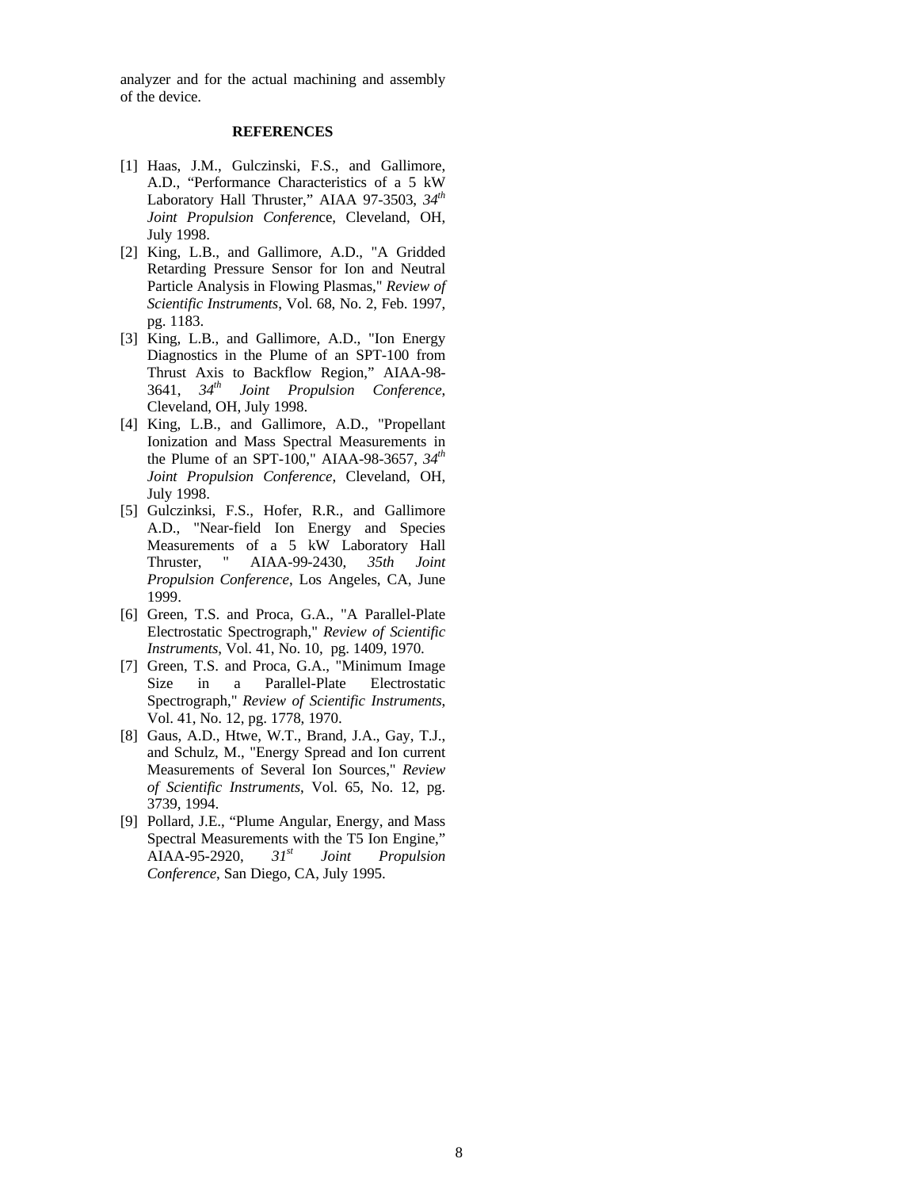analyzer and for the actual machining and assembly of the device.

## REFERENCES

[1] Haas, J.M., Gulczinski, F.S., and Gallimore, A.D., "Performance Characteristics of a 5 kW Laboratory Hall Thruster," AIAA 97-3503, *34th Joint Propulsion Conferenc*e, Cleveland, OH, July 1998.

[2] King, L.B., and Gallimore, A.D., "A Gridded Retarding Pressure Sensor for Ion and Neutral Particle Analysis in Flowing Plasmas," *Review of Scientific Instruments*, Vol. 68, No. 2, Feb. 1997, pg. 1183.

[3] King, L.B., and Gallimore, A.D., "Ion Energy Diagnostics in the Plume of an SPT-100 from Thrust Axis to Backflow Region," AIAA-98-3641, *34th Joint Propulsion Conference*, Cleveland, OH, July 1998.

[4] King, L.B., and Gallimore, A.D., "Propellant Ionization and Mass Spectral Measurements in the Plume of an SPT-100," AIAA-98-3657, *34th Joint Propulsion Conference*, Cleveland, OH, July 1998.

[5] Gulczinksi, F.S., Hofer, R.R., and Gallimore A.D., "Near-field Ion Energy and Species Measurements of a 5 kW Laboratory Hall Thruster, " AIAA-99-2430, *35th Joint Propulsion Conference*, Los Angeles, CA, June 1999.

[6] Green, T.S. and Proca, G.A., "A Parallel-Plate Electrostatic Spectrograph," *Review of Scientific Instruments*, Vol. 41, No. 10, pg. 1409, 1970.

[7] Green, T.S. and Proca, G.A., "Minimum Image Size in a Parallel-Plate Electrostatic Spectrograph," *Review of Scientific Instruments*, Vol. 41, No. 12, pg. 1778, 1970.

[8] Gaus, A.D., Htwe, W.T., Brand, J.A., Gay, T.J., and Schulz, M., "Energy Spread and Ion current Measurements of Several Ion Sources," *Review of Scientific Instruments*, Vol. 65, No. 12, pg. 3739, 1994.

[9] Pollard, J.E., "Plume Angular, Energy, and Mass Spectral Measurements with the T5 Ion Engine," AIAA-95-2920, *31st Joint Propulsion Conference*, San Diego, CA, July 1995.